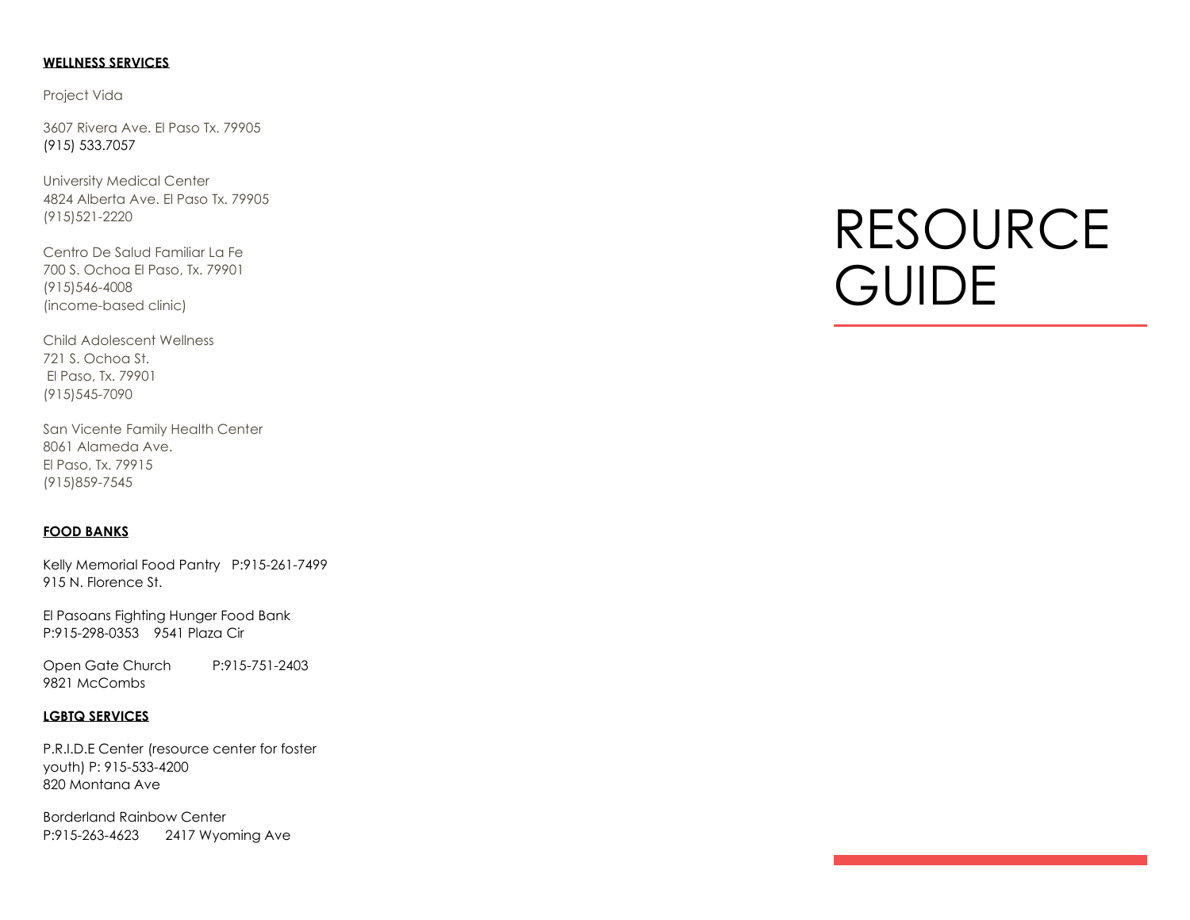## WELLNESS SERVICES

Project Vida

3607 Rivera Ave. El Paso Tx. 79905
(915) 533.7057

University Medical Center
4824 Alberta Ave. El Paso Tx. 79905
(915)521-2220

Centro De Salud Familiar La Fe
700 S. Ochoa El Paso, Tx. 79901
(915)546-4008
(income-based clinic)

Child Adolescent Wellness
721 S. Ochoa St.
El Paso, Tx. 79901
(915)545-7090

San Vicente Family Health Center
8061 Alameda Ave.
El Paso, Tx. 79915
(915)859-7545

## FOOD BANKS

Kelly Memorial Food Pantry P:915-261-7499
915 N. Florence St.

El Pasoans Fighting Hunger Food Bank
P:915-298-0353 9541 Plaza Cir

Open Gate Church P:915-751-2403
9821 McCombs

## LGBTQ SERVICES

P.R.I.D.E Center (resource center for foster youth) P: 915-533-4200
820 Montana Ave

Borderland Rainbow Center
P:915-263-4623 2417 Wyoming Ave

# RESOURCE GUIDE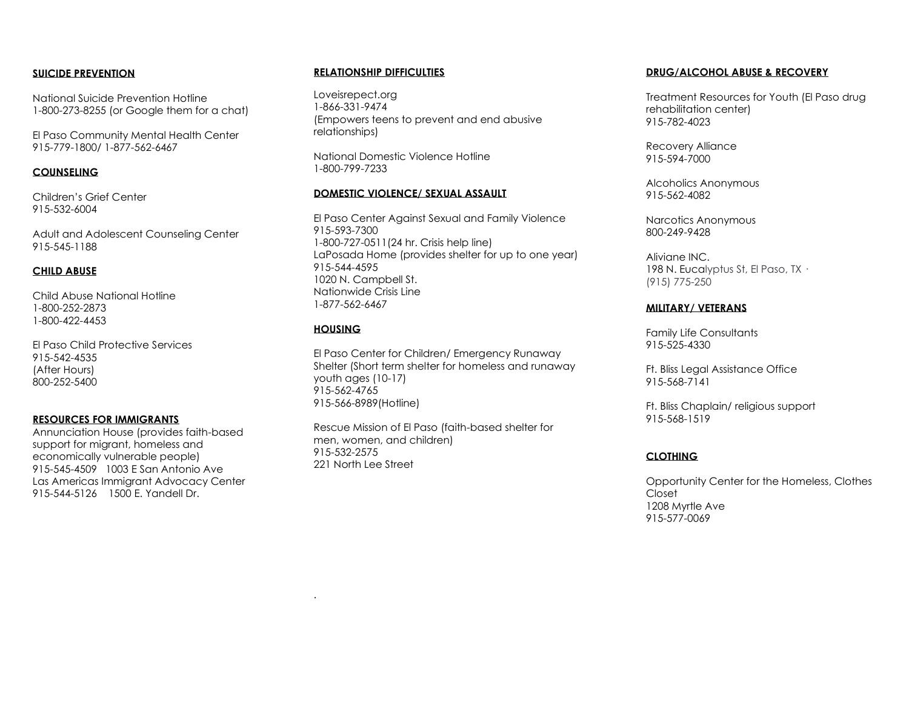**SUICIDE PREVENTION**

National Suicide Prevention Hotline
1-800-273-8255 (or Google them for a chat)

El Paso Community Mental Health Center
915-779-1800/ 1-877-562-6467

**COUNSELING**

Children's Grief Center
915-532-6004

Adult and Adolescent Counseling Center
915-545-1188

**CHILD ABUSE**

Child Abuse National Hotline
1-800-252-2873
1-800-422-4453

El Paso Child Protective Services
915-542-4535
(After Hours)
800-252-5400

**RESOURCES FOR IMMIGRANTS**

Annunciation House (provides faith-based support for migrant, homeless and economically vulnerable people)
915-545-4509 1003 E San Antonio Ave
Las Americas Immigrant Advocacy Center
915-544-5126 1500 E. Yandell Dr.

**RELATIONSHIP DIFFICULTIES**

Loveisrepect.org
1-866-331-9474
(Empowers teens to prevent and end abusive relationships)

National Domestic Violence Hotline
1-800-799-7233

**DOMESTIC VIOLENCE/ SEXUAL ASSAULT**

El Paso Center Against Sexual and Family Violence
915-593-7300
1-800-727-0511(24 hr. Crisis help line)
LaPosada Home (provides shelter for up to one year)
915-544-4595
1020 N. Campbell St.
Nationwide Crisis Line
1-877-562-6467

**HOUSING**

El Paso Center for Children/ Emergency Runaway Shelter (Short term shelter for homeless and runaway youth ages (10-17)
915-562-4765
915-566-8989(Hotline)

Rescue Mission of El Paso (faith-based shelter for men, women, and children)
915-532-2575
221 North Lee Street

**DRUG/ALCOHOL ABUSE & RECOVERY**

Treatment Resources for Youth (El Paso drug rehabilitation center)
915-782-4023

Recovery Alliance
915-594-7000

Alcoholics Anonymous
915-562-4082

Narcotics Anonymous
800-249-9428

Aliviane INC.
198 N. Eucalyptus St, El Paso, TX ·
(915) 775-250

**MILITARY/ VETERANS**

Family Life Consultants
915-525-4330

Ft. Bliss Legal Assistance Office
915-568-7141

Ft. Bliss Chaplain/ religious support
915-568-1519

**CLOTHING**

Opportunity Center for the Homeless, Clothes Closet
1208 Myrtle Ave
915-577-0069